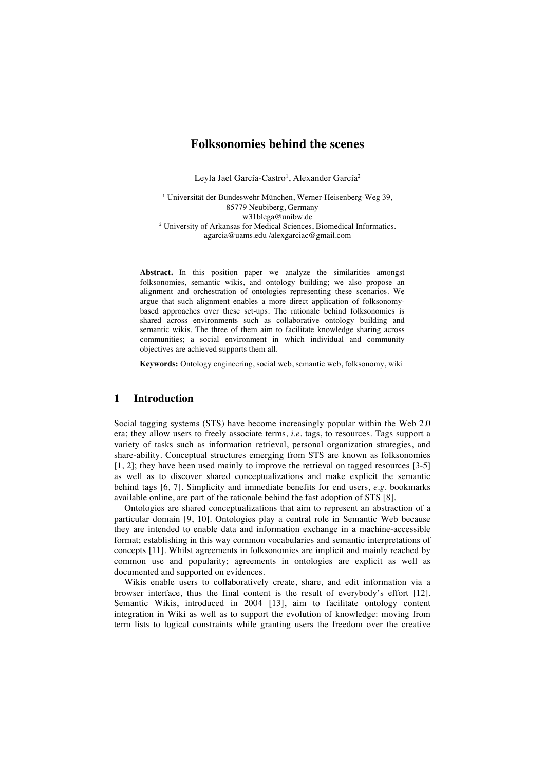# Folksonomies behind the scenes

Leyla Jael García-Castro[1], Alexander García[2]

[1] Universität der Bundeswehr München, Werner-Heisenberg-Weg 39, 85779 Neubiberg, Germany
w31blega@unibw.de
[2] University of Arkansas for Medical Sciences, Biomedical Informatics.
agarcia@uams.edu /alexgarciac@gmail.com

**Abstract.** In this position paper we analyze the similarities amongst folksonomies, semantic wikis, and ontology building; we also propose an alignment and orchestration of ontologies representing these scenarios. We argue that such alignment enables a more direct application of folksonomy-based approaches over these set-ups. The rationale behind folksonomies is shared across environments such as collaborative ontology building and semantic wikis. The three of them aim to facilitate knowledge sharing across communities; a social environment in which individual and community objectives are achieved supports them all.

**Keywords:** Ontology engineering, social web, semantic web, folksonomy, wiki

## 1 Introduction

Social tagging systems (STS) have become increasingly popular within the Web 2.0 era; they allow users to freely associate terms, *i.e.* tags, to resources. Tags support a variety of tasks such as information retrieval, personal organization strategies, and share-ability. Conceptual structures emerging from STS are known as folksonomies [1, 2]; they have been used mainly to improve the retrieval on tagged resources [3-5] as well as to discover shared conceptualizations and make explicit the semantic behind tags [6, 7]. Simplicity and immediate benefits for end users, *e.g.* bookmarks available online, are part of the rationale behind the fast adoption of STS [8].

Ontologies are shared conceptualizations that aim to represent an abstraction of a particular domain [9, 10]. Ontologies play a central role in Semantic Web because they are intended to enable data and information exchange in a machine-accessible format; establishing in this way common vocabularies and semantic interpretations of concepts [11]. Whilst agreements in folksonomies are implicit and mainly reached by common use and popularity; agreements in ontologies are explicit as well as documented and supported on evidences.

Wikis enable users to collaboratively create, share, and edit information via a browser interface, thus the final content is the result of everybody's effort [12]. Semantic Wikis, introduced in 2004 [13], aim to facilitate ontology content integration in Wiki as well as to support the evolution of knowledge: moving from term lists to logical constraints while granting users the freedom over the creative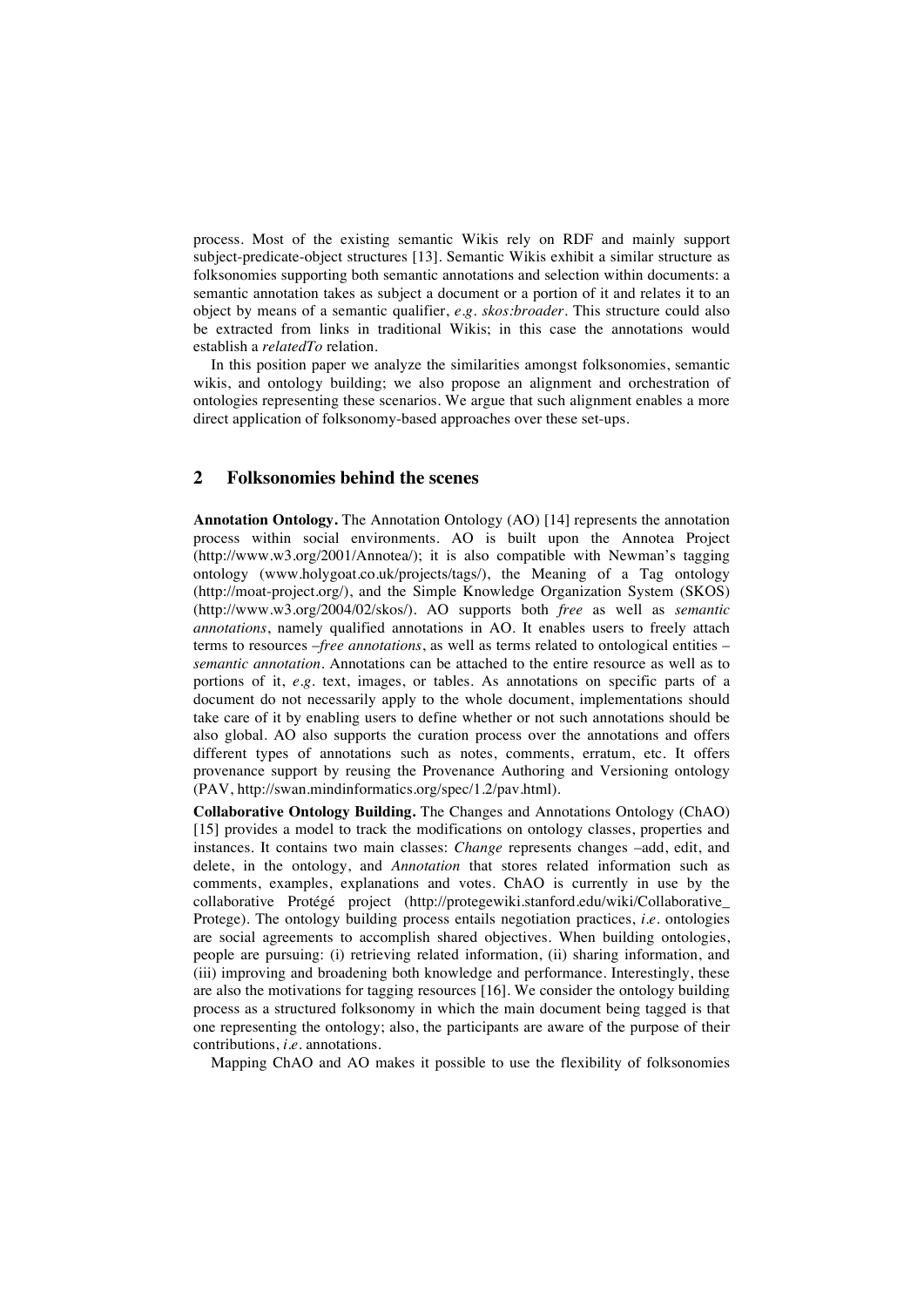process. Most of the existing semantic Wikis rely on RDF and mainly support subject-predicate-object structures [13]. Semantic Wikis exhibit a similar structure as folksonomies supporting both semantic annotations and selection within documents: a semantic annotation takes as subject a document or a portion of it and relates it to an object by means of a semantic qualifier, *e.g. skos:broader*. This structure could also be extracted from links in traditional Wikis; in this case the annotations would establish a *relatedTo* relation.

In this position paper we analyze the similarities amongst folksonomies, semantic wikis, and ontology building; we also propose an alignment and orchestration of ontologies representing these scenarios. We argue that such alignment enables a more direct application of folksonomy-based approaches over these set-ups.

## 2 Folksonomies behind the scenes

**Annotation Ontology.** The Annotation Ontology (AO) [14] represents the annotation process within social environments. AO is built upon the Annotea Project (http://www.w3.org/2001/Annotea/); it is also compatible with Newman's tagging ontology (www.holygoat.co.uk/projects/tags/), the Meaning of a Tag ontology (http://moat-project.org/), and the Simple Knowledge Organization System (SKOS) (http://www.w3.org/2004/02/skos/). AO supports both *free* as well as *semantic annotations*, namely qualified annotations in AO. It enables users to freely attach terms to resources –*free annotations*, as well as terms related to ontological entities – *semantic annotation*. Annotations can be attached to the entire resource as well as to portions of it, *e.g.* text, images, or tables. As annotations on specific parts of a document do not necessarily apply to the whole document, implementations should take care of it by enabling users to define whether or not such annotations should be also global. AO also supports the curation process over the annotations and offers different types of annotations such as notes, comments, erratum, etc. It offers provenance support by reusing the Provenance Authoring and Versioning ontology (PAV, http://swan.mindinformatics.org/spec/1.2/pav.html).

**Collaborative Ontology Building.** The Changes and Annotations Ontology (ChAO) [15] provides a model to track the modifications on ontology classes, properties and instances. It contains two main classes: *Change* represents changes –add, edit, and delete, in the ontology, and *Annotation* that stores related information such as comments, examples, explanations and votes. ChAO is currently in use by the collaborative Protégé project (http://protegewiki.stanford.edu/wiki/Collaborative_Protege). The ontology building process entails negotiation practices, *i.e.* ontologies are social agreements to accomplish shared objectives. When building ontologies, people are pursuing: (i) retrieving related information, (ii) sharing information, and (iii) improving and broadening both knowledge and performance. Interestingly, these are also the motivations for tagging resources [16]. We consider the ontology building process as a structured folksonomy in which the main document being tagged is that one representing the ontology; also, the participants are aware of the purpose of their contributions, *i.e.* annotations.

Mapping ChAO and AO makes it possible to use the flexibility of folksonomies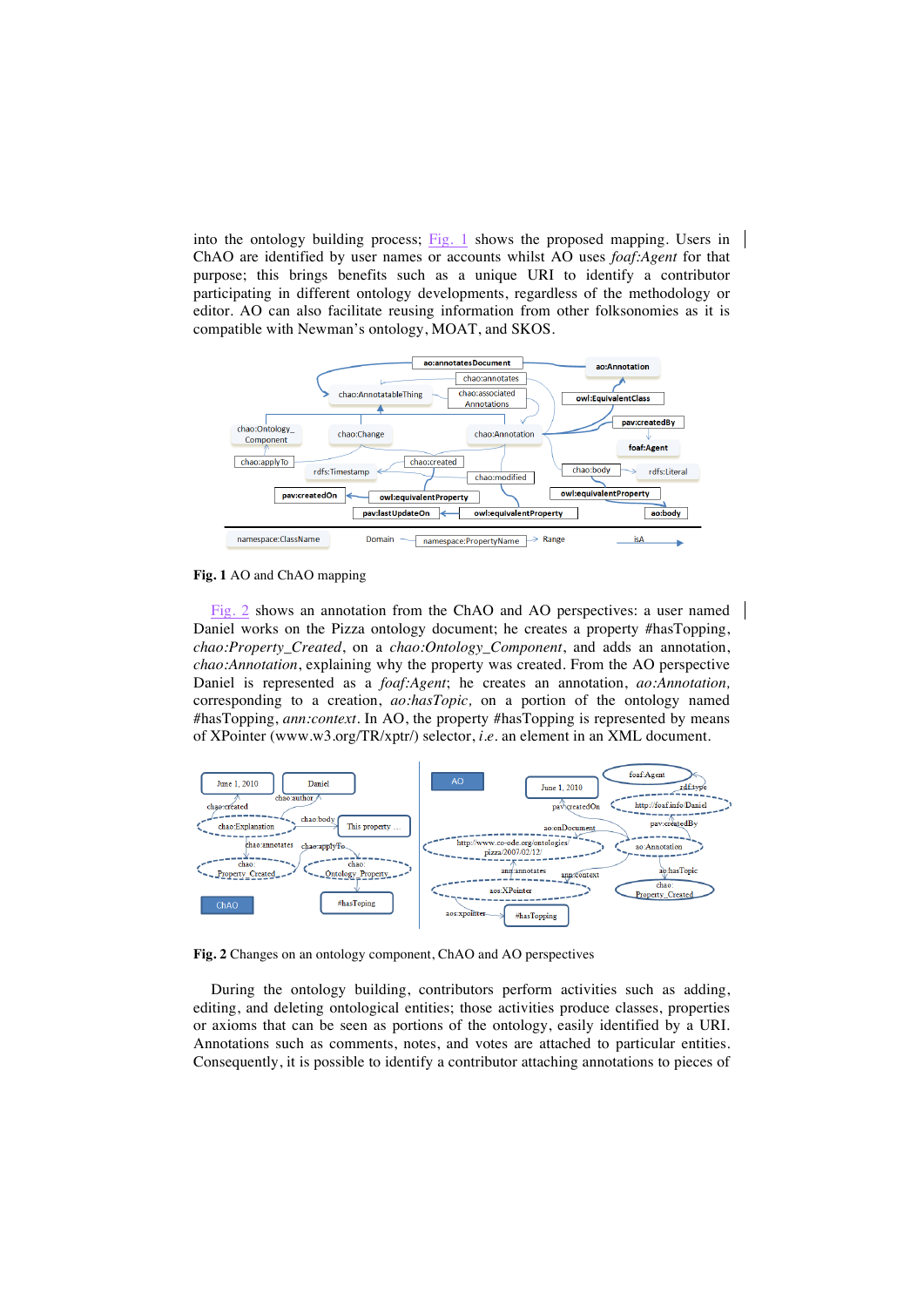into the ontology building process; Fig. 1 shows the proposed mapping. Users in ChAO are identified by user names or accounts whilst AO uses *foaf:Agent* for that purpose; this brings benefits such as a unique URI to identify a contributor participating in different ontology developments, regardless of the methodology or editor. AO can also facilitate reusing information from other folksonomies as it is compatible with Newman's ontology, MOAT, and SKOS.

**Fig. 1** AO and ChAO mapping

Fig. 2 shows an annotation from the ChAO and AO perspectives: a user named Daniel works on the Pizza ontology document; he creates a property #hasTopping, *chao:Property_Created*, on a *chao:Ontology_Component*, and adds an annotation, *chao:Annotation*, explaining why the property was created. From the AO perspective Daniel is represented as a *foaf:Agent*; he creates an annotation, *ao:Annotation,* corresponding to a creation, *ao:hasTopic,* on a portion of the ontology named #hasTopping, *ann:context*. In AO, the property #hasTopping is represented by means of XPointer (www.w3.org/TR/xptr/) selector, *i.e*. an element in an XML document.

**Fig. 2** Changes on an ontology component, ChAO and AO perspectives

During the ontology building, contributors perform activities such as adding, editing, and deleting ontological entities; those activities produce classes, properties or axioms that can be seen as portions of the ontology, easily identified by a URI. Annotations such as comments, notes, and votes are attached to particular entities. Consequently, it is possible to identify a contributor attaching annotations to pieces of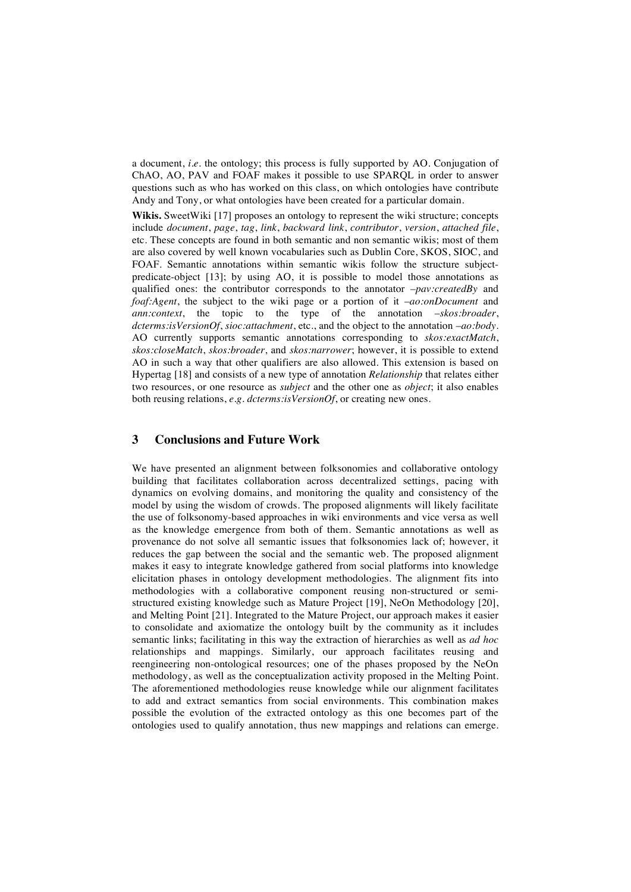a document, *i.e.* the ontology; this process is fully supported by AO. Conjugation of ChAO, AO, PAV and FOAF makes it possible to use SPARQL in order to answer questions such as who has worked on this class, on which ontologies have contribute Andy and Tony, or what ontologies have been created for a particular domain.

**Wikis.** SweetWiki [17] proposes an ontology to represent the wiki structure; concepts include *document*, *page*, *tag*, *link*, *backward link*, *contributor*, *version*, *attached file*, etc. These concepts are found in both semantic and non semantic wikis; most of them are also covered by well known vocabularies such as Dublin Core, SKOS, SIOC, and FOAF. Semantic annotations within semantic wikis follow the structure subject-predicate-object [13]; by using AO, it is possible to model those annotations as qualified ones: the contributor corresponds to the annotator –*pav:createdBy* and *foaf:Agent*, the subject to the wiki page or a portion of it –*ao:onDocument* and *ann:context*, the topic to the type of the annotation –*skos:broader*, *dcterms:isVersionOf*, *sioc:attachment*, etc., and the object to the annotation –*ao:body*. AO currently supports semantic annotations corresponding to *skos:exactMatch*, *skos:closeMatch*, *skos:broader*, and *skos:narrower*; however, it is possible to extend AO in such a way that other qualifiers are also allowed. This extension is based on Hypertag [18] and consists of a new type of annotation *Relationship* that relates either two resources, or one resource as *subject* and the other one as *object*; it also enables both reusing relations, *e.g.* *dcterms:isVersionOf*, or creating new ones.

## 3 Conclusions and Future Work

We have presented an alignment between folksonomies and collaborative ontology building that facilitates collaboration across decentralized settings, pacing with dynamics on evolving domains, and monitoring the quality and consistency of the model by using the wisdom of crowds. The proposed alignments will likely facilitate the use of folksonomy-based approaches in wiki environments and vice versa as well as the knowledge emergence from both of them. Semantic annotations as well as provenance do not solve all semantic issues that folksonomies lack of; however, it reduces the gap between the social and the semantic web. The proposed alignment makes it easy to integrate knowledge gathered from social platforms into knowledge elicitation phases in ontology development methodologies. The alignment fits into methodologies with a collaborative component reusing non-structured or semi-structured existing knowledge such as Mature Project [19], NeOn Methodology [20], and Melting Point [21]. Integrated to the Mature Project, our approach makes it easier to consolidate and axiomatize the ontology built by the community as it includes semantic links; facilitating in this way the extraction of hierarchies as well as *ad hoc* relationships and mappings. Similarly, our approach facilitates reusing and reengineering non-ontological resources; one of the phases proposed by the NeOn methodology, as well as the conceptualization activity proposed in the Melting Point. The aforementioned methodologies reuse knowledge while our alignment facilitates to add and extract semantics from social environments. This combination makes possible the evolution of the extracted ontology as this one becomes part of the ontologies used to qualify annotation, thus new mappings and relations can emerge.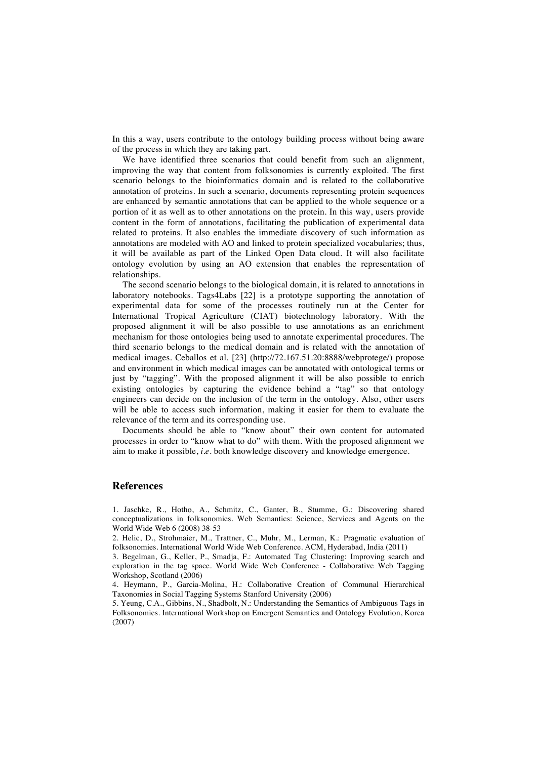In this a way, users contribute to the ontology building process without being aware of the process in which they are taking part.

We have identified three scenarios that could benefit from such an alignment, improving the way that content from folksonomies is currently exploited. The first scenario belongs to the bioinformatics domain and is related to the collaborative annotation of proteins. In such a scenario, documents representing protein sequences are enhanced by semantic annotations that can be applied to the whole sequence or a portion of it as well as to other annotations on the protein. In this way, users provide content in the form of annotations, facilitating the publication of experimental data related to proteins. It also enables the immediate discovery of such information as annotations are modeled with AO and linked to protein specialized vocabularies; thus, it will be available as part of the Linked Open Data cloud. It will also facilitate ontology evolution by using an AO extension that enables the representation of relationships.

The second scenario belongs to the biological domain, it is related to annotations in laboratory notebooks. Tags4Labs [22] is a prototype supporting the annotation of experimental data for some of the processes routinely run at the Center for International Tropical Agriculture (CIAT) biotechnology laboratory. With the proposed alignment it will be also possible to use annotations as an enrichment mechanism for those ontologies being used to annotate experimental procedures. The third scenario belongs to the medical domain and is related with the annotation of medical images. Ceballos et al. [23] (http://72.167.51.20:8888/webprotege/) propose and environment in which medical images can be annotated with ontological terms or just by "tagging". With the proposed alignment it will be also possible to enrich existing ontologies by capturing the evidence behind a "tag" so that ontology engineers can decide on the inclusion of the term in the ontology. Also, other users will be able to access such information, making it easier for them to evaluate the relevance of the term and its corresponding use.

Documents should be able to "know about" their own content for automated processes in order to "know what to do" with them. With the proposed alignment we aim to make it possible, *i.e.* both knowledge discovery and knowledge emergence.

## References

1. Jaschke, R., Hotho, A., Schmitz, C., Ganter, B., Stumme, G.: Discovering shared conceptualizations in folksonomies. Web Semantics: Science, Services and Agents on the World Wide Web 6 (2008) 38-53
2. Helic, D., Strohmaier, M., Trattner, C., Muhr, M., Lerman, K.: Pragmatic evaluation of folksonomies. International World Wide Web Conference. ACM, Hyderabad, India (2011)
3. Begelman, G., Keller, P., Smadja, F.: Automated Tag Clustering: Improving search and exploration in the tag space. World Wide Web Conference - Collaborative Web Tagging Workshop, Scotland (2006)
4. Heymann, P., Garcia-Molina, H.: Collaborative Creation of Communal Hierarchical Taxonomies in Social Tagging Systems Stanford University (2006)
5. Yeung, C.A., Gibbins, N., Shadbolt, N.: Understanding the Semantics of Ambiguous Tags in Folksonomies. International Workshop on Emergent Semantics and Ontology Evolution, Korea (2007)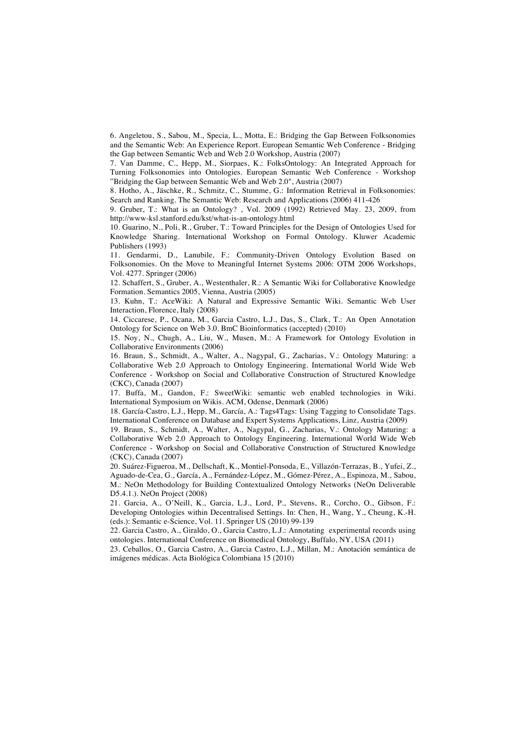6. Angeletou, S., Sabou, M., Specia, L., Motta, E.: Bridging the Gap Between Folksonomies and the Semantic Web: An Experience Report. European Semantic Web Conference - Bridging the Gap between Semantic Web and Web 2.0 Workshop, Austria (2007)

7. Van Damme, C., Hepp, M., Siorpaes, K.: FolksOntology: An Integrated Approach for Turning Folksonomies into Ontologies. European Semantic Web Conference - Workshop "Bridging the Gap between Semantic Web and Web 2.0", Austria (2007)

8. Hotho, A., Jäschke, R., Schmitz, C., Stumme, G.: Information Retrieval in Folksonomies: Search and Ranking. The Semantic Web: Research and Applications (2006) 411-426

9. Gruber, T.: What is an Ontology? , Vol. 2009 (1992) Retrieved May. 23, 2009, from http://www-ksl.stanford.edu/kst/what-is-an-ontology.html

10. Guarino, N., Poli, R., Gruber, T.: Toward Principles for the Design of Ontologies Used for Knowledge Sharing. International Workshop on Formal Ontology. Kluwer Academic Publishers (1993)

11. Gendarmi, D., Lanubile, F.: Community-Driven Ontology Evolution Based on Folksonomies. On the Move to Meaningful Internet Systems 2006: OTM 2006 Workshops, Vol. 4277. Springer (2006)

12. Schaffert, S., Gruber, A., Westenthaler, R.: A Semantic Wiki for Collaborative Knowledge Formation. Semantics 2005, Vienna, Austria (2005)

13. Kuhn, T.: AceWiki: A Natural and Expressive Semantic Wiki. Semantic Web User Interaction, Florence, Italy (2008)

14. Ciccarese, P., Ocana, M., Garcia Castro, L.J., Das, S., Clark, T.: An Open Annotation Ontology for Science on Web 3.0. BmC Bioinformatics (accepted) (2010)

15. Noy, N., Chugh, A., Liu, W., Musen, M.: A Framework for Ontology Evolution in Collaborative Environments (2006)

16. Braun, S., Schmidt, A., Walter, A., Nagypal, G., Zacharias, V.: Ontology Maturing: a Collaborative Web 2.0 Approach to Ontology Engineering. International World Wide Web Conference - Workshop on Social and Collaborative Construction of Structured Knowledge (CKC), Canada (2007)

17. Buffa, M., Gandon, F.: SweetWiki: semantic web enabled technologies in Wiki. International Symposium on Wikis. ACM, Odense, Denmark (2006)

18. García-Castro, L.J., Hepp, M., García, A.: Tags4Tags: Using Tagging to Consolidate Tags. International Conference on Database and Expert Systems Applications, Linz, Austria (2009)

19. Braun, S., Schmidt, A., Walter, A., Nagypal, G., Zacharias, V.: Ontology Maturing: a Collaborative Web 2.0 Approach to Ontology Engineering. International World Wide Web Conference - Workshop on Social and Collaborative Construction of Structured Knowledge (CKC), Canada (2007)

20. Suárez-Figueroa, M., Dellschaft, K., Montiel-Ponsoda, E., Villazón-Terrazas, B., Yufei, Z., Aguado-de-Cea, G., García, A., Fernández-López, M., Gómez-Pérez, A., Espinoza, M., Sabou, M.: NeOn Methodology for Building Contextualized Ontology Networks (NeOn Deliverable D5.4.1.). NeOn Project (2008)

21. Garcia, A., O'Neill, K., Garcia, L.J., Lord, P., Stevens, R., Corcho, O., Gibson, F.: Developing Ontologies within Decentralised Settings. In: Chen, H., Wang, Y., Cheung, K.-H. (eds.): Semantic e-Science, Vol. 11. Springer US (2010) 99-139

22. Garcia Castro, A., Giraldo, O., Garcia Castro, L.J.: Annotating experimental records using ontologies. International Conference on Biomedical Ontology, Buffalo, NY, USA (2011)

23. Ceballos, O., Garcia Castro, A., Garcia Castro, L.J., Millan, M.: Anotación semántica de imágenes médicas. Acta Biológica Colombiana 15 (2010)